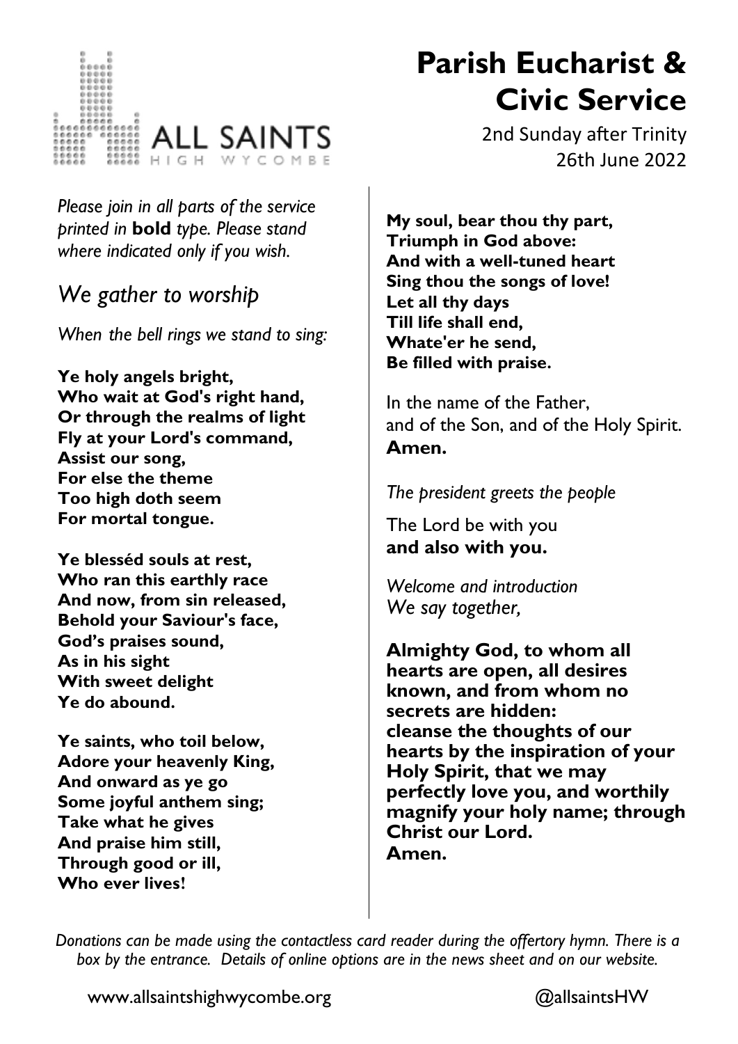ALL SAINTS
HIGH WYCOMBE

# Parish Eucharist & Civic Service

2nd Sunday after Trinity
26th June 2022

*Please join in all parts of the service printed in* **bold** *type. Please stand where indicated only if you wish.*

## *We gather to worship*

*When the bell rings we stand to sing:*

**Ye holy angels bright,**
**Who wait at God's right hand,**
**Or through the realms of light**
**Fly at your Lord's command,**
**Assist our song,**
**For else the theme**
**Too high doth seem**
**For mortal tongue.**

**Ye blesséd souls at rest,**
**Who ran this earthly race**
**And now, from sin released,**
**Behold your Saviour's face,**
**God's praises sound,**
**As in his sight**
**With sweet delight**
**Ye do abound.**

**Ye saints, who toil below,**
**Adore your heavenly King,**
**And onward as ye go**
**Some joyful anthem sing;**
**Take what he gives**
**And praise him still,**
**Through good or ill,**
**Who ever lives!**

**My soul, bear thou thy part,**
**Triumph in God above:**
**And with a well-tuned heart**
**Sing thou the songs of love!**
**Let all thy days**
**Till life shall end,**
**Whate'er he send,**
**Be filled with praise.**

In the name of the Father,
and of the Son, and of the Holy Spirit.
**Amen.**

*The president greets the people*

The Lord be with you
**and also with you.**

*Welcome and introduction*
*We say together,*

**Almighty God, to whom all hearts are open, all desires known, and from whom no secrets are hidden: cleanse the thoughts of our hearts by the inspiration of your Holy Spirit, that we may perfectly love you, and worthily magnify your holy name; through Christ our Lord.**
**Amen.**

*Donations can be made using the contactless card reader during the offertory hymn. There is a box by the entrance. Details of online options are in the news sheet and on our website.*

www.allsaintshighwycombe.org @allsaintsHW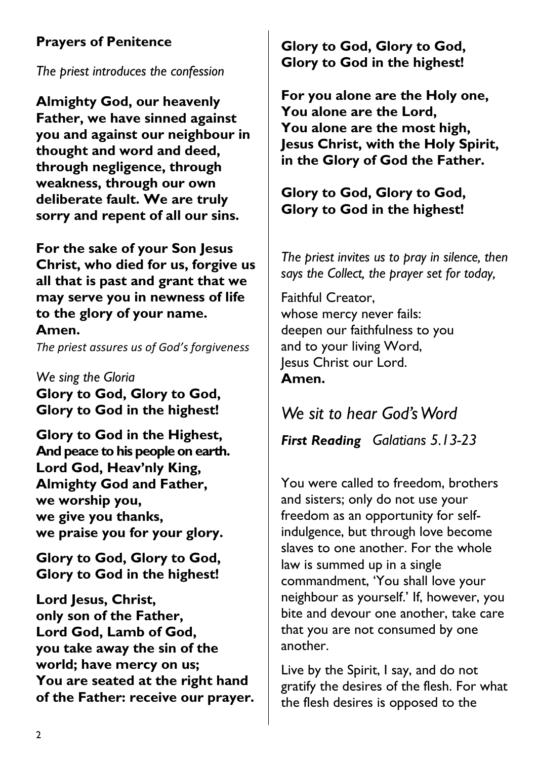## Prayers of Penitence

*The priest introduces the confession*

**Almighty God, our heavenly Father, we have sinned against you and against our neighbour in thought and word and deed, through negligence, through weakness, through our own deliberate fault. We are truly sorry and repent of all our sins.**

**For the sake of your Son Jesus Christ, who died for us, forgive us all that is past and grant that we may serve you in newness of life to the glory of your name.**
**Amen.**

*The priest assures us of God's forgiveness*

*We sing the Gloria*

**Glory to God, Glory to God,**
**Glory to God in the highest!**

**Glory to God in the Highest,**
**And peace to his people on earth.**
**Lord God, Heav'nly King,**
**Almighty God and Father,**
**we worship you,**
**we give you thanks,**
**we praise you for your glory.**

**Glory to God, Glory to God,**
**Glory to God in the highest!**

**Lord Jesus, Christ,**
**only son of the Father,**
**Lord God, Lamb of God,**
**you take away the sin of the world; have mercy on us;**
**You are seated at the right hand of the Father: receive our prayer.**

**Glory to God, Glory to God,**
**Glory to God in the highest!**

**For you alone are the Holy one,**
**You alone are the Lord,**
**You alone are the most high,**
**Jesus Christ, with the Holy Spirit,**
**in the Glory of God the Father.**

**Glory to God, Glory to God,**
**Glory to God in the highest!**

*The priest invites us to pray in silence, then says the Collect, the prayer set for today,*

Faithful Creator,
whose mercy never fails:
deepen our faithfulness to you
and to your living Word,
Jesus Christ our Lord.
**Amen.**

## *We sit to hear God's Word*

***First Reading*** *Galatians 5.13-23*

You were called to freedom, brothers and sisters; only do not use your freedom as an opportunity for self-indulgence, but through love become slaves to one another. For the whole law is summed up in a single commandment, 'You shall love your neighbour as yourself.' If, however, you bite and devour one another, take care that you are not consumed by one another.

Live by the Spirit, I say, and do not gratify the desires of the flesh. For what the flesh desires is opposed to the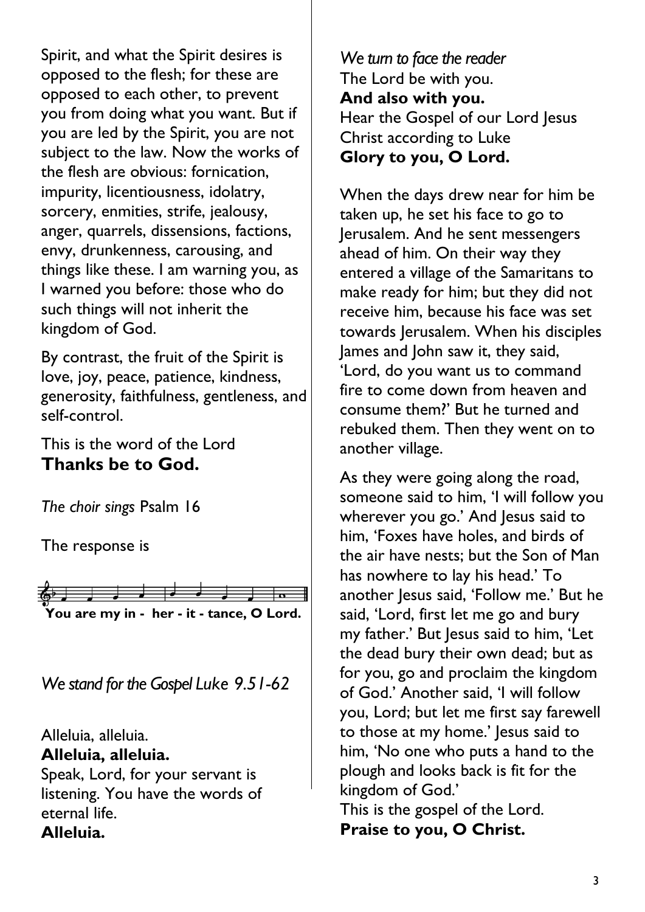Spirit, and what the Spirit desires is opposed to the flesh; for these are opposed to each other, to prevent you from doing what you want. But if you are led by the Spirit, you are not subject to the law. Now the works of the flesh are obvious: fornication, impurity, licentiousness, idolatry, sorcery, enmities, strife, jealousy, anger, quarrels, dissensions, factions, envy, drunkenness, carousing, and things like these. I am warning you, as I warned you before: those who do such things will not inherit the kingdom of God.

By contrast, the fruit of the Spirit is love, joy, peace, patience, kindness, generosity, faithfulness, gentleness, and self-control.

This is the word of the Lord
**Thanks be to God.**

*The choir sings* Psalm 16

The response is

**You are my in - her - it - tance, O Lord.**

*We stand for the Gospel Luke 9.51-62*

Alleluia, alleluia.
**Alleluia, alleluia.**
Speak, Lord, for your servant is listening. You have the words of eternal life.
**Alleluia.**

*We turn to face the reader*
The Lord be with you.
**And also with you.**
Hear the Gospel of our Lord Jesus Christ according to Luke
**Glory to you, O Lord.**

When the days drew near for him be taken up, he set his face to go to Jerusalem. And he sent messengers ahead of him. On their way they entered a village of the Samaritans to make ready for him; but they did not receive him, because his face was set towards Jerusalem. When his disciples James and John saw it, they said, 'Lord, do you want us to command fire to come down from heaven and consume them?' But he turned and rebuked them. Then they went on to another village.

As they were going along the road, someone said to him, 'I will follow you wherever you go.' And Jesus said to him, 'Foxes have holes, and birds of the air have nests; but the Son of Man has nowhere to lay his head.' To another Jesus said, 'Follow me.' But he said, 'Lord, first let me go and bury my father.' But Jesus said to him, 'Let the dead bury their own dead; but as for you, go and proclaim the kingdom of God.' Another said, 'I will follow you, Lord; but let me first say farewell to those at my home.' Jesus said to him, 'No one who puts a hand to the plough and looks back is fit for the kingdom of God.'
This is the gospel of the Lord.
**Praise to you, O Christ.**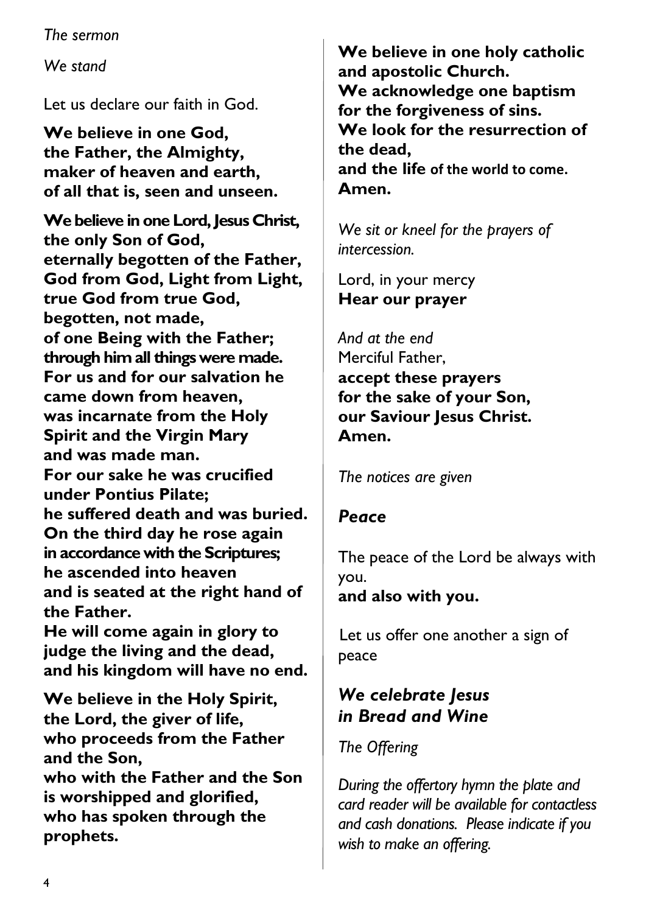*The sermon*

*We stand*

Let us declare our faith in God.

**We believe in one God,**
**the Father, the Almighty,**
**maker of heaven and earth,**
**of all that is, seen and unseen.**

**We believe in one Lord, Jesus Christ,**
**the only Son of God,**
**eternally begotten of the Father,**
**God from God, Light from Light,**
**true God from true God,**
**begotten, not made,**
**of one Being with the Father;**
**through him all things were made.**
**For us and for our salvation he came down from heaven,**
**was incarnate from the Holy Spirit and the Virgin Mary**
**and was made man.**
**For our sake he was crucified under Pontius Pilate;**
**he suffered death and was buried.**
**On the third day he rose again**
**in accordance with the Scriptures;**
**he ascended into heaven**
**and is seated at the right hand of the Father.**
**He will come again in glory to judge the living and the dead,**
**and his kingdom will have no end.**

**We believe in the Holy Spirit,**
**the Lord, the giver of life,**
**who proceeds from the Father and the Son,**
**who with the Father and the Son is worshipped and glorified,**
**who has spoken through the prophets.**

**We believe in one holy catholic and apostolic Church.**
**We acknowledge one baptism for the forgiveness of sins.**
**We look for the resurrection of the dead,**
**and the life of the world to come.**
**Amen.**

*We sit or kneel for the prayers of intercession.*

Lord, in your mercy
**Hear our prayer**

*And at the end*
Merciful Father,
**accept these prayers**
**for the sake of your Son,**
**our Saviour Jesus Christ.**
**Amen.**

*The notices are given*

## *Peace*

The peace of the Lord be always with you.
**and also with you.**

Let us offer one another a sign of peace

## *We celebrate Jesus in Bread and Wine*

*The Offering*

*During the offertory hymn the plate and card reader will be available for contactless and cash donations. Please indicate if you wish to make an offering.*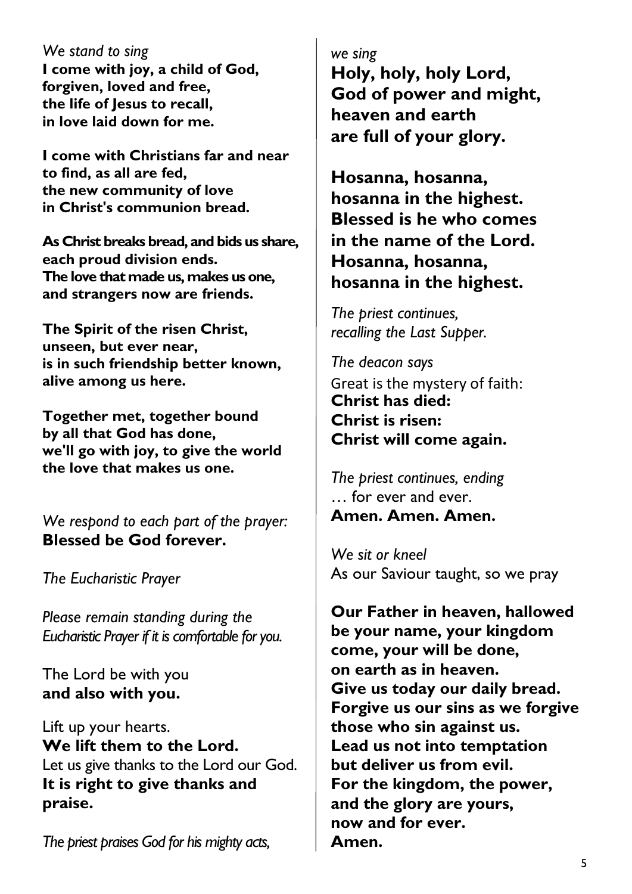*We stand to sing*
**I come with joy, a child of God,**
**forgiven, loved and free,**
**the life of Jesus to recall,**
**in love laid down for me.**

**I come with Christians far and near**
**to find, as all are fed,**
**the new community of love**
**in Christ's communion bread.**

**As Christ breaks bread, and bids us share,**
**each proud division ends.**
**The love that made us, makes us one,**
**and strangers now are friends.**

**The Spirit of the risen Christ,**
**unseen, but ever near,**
**is in such friendship better known,**
**alive among us here.**

**Together met, together bound**
**by all that God has done,**
**we'll go with joy, to give the world**
**the love that makes us one.**

*We respond to each part of the prayer:*
**Blessed be God forever.**

*The Eucharistic Prayer*

*Please remain standing during the Eucharistic Prayer if it is comfortable for you.*

The Lord be with you
**and also with you.**

Lift up your hearts.
**We lift them to the Lord.**
Let us give thanks to the Lord our God.
**It is right to give thanks and praise.**

*The priest praises God for his mighty acts, we sing*
**Holy, holy, holy Lord,**
**God of power and might,**
**heaven and earth**
**are full of your glory.**

**Hosanna, hosanna,**
**hosanna in the highest.**
**Blessed is he who comes**
**in the name of the Lord.**
**Hosanna, hosanna,**
**hosanna in the highest.**

*The priest continues, recalling the Last Supper.*

*The deacon says*
Great is the mystery of faith:
**Christ has died:**
**Christ is risen:**
**Christ will come again.**

*The priest continues, ending*
… for ever and ever.
**Amen. Amen. Amen.**

*We sit or kneel*
As our Saviour taught, so we pray

**Our Father in heaven, hallowed be your name, your kingdom come, your will be done,**
**on earth as in heaven.**
**Give us today our daily bread.**
**Forgive us our sins as we forgive those who sin against us.**
**Lead us not into temptation**
**but deliver us from evil.**
**For the kingdom, the power,**
**and the glory are yours,**
**now and for ever.**
**Amen.**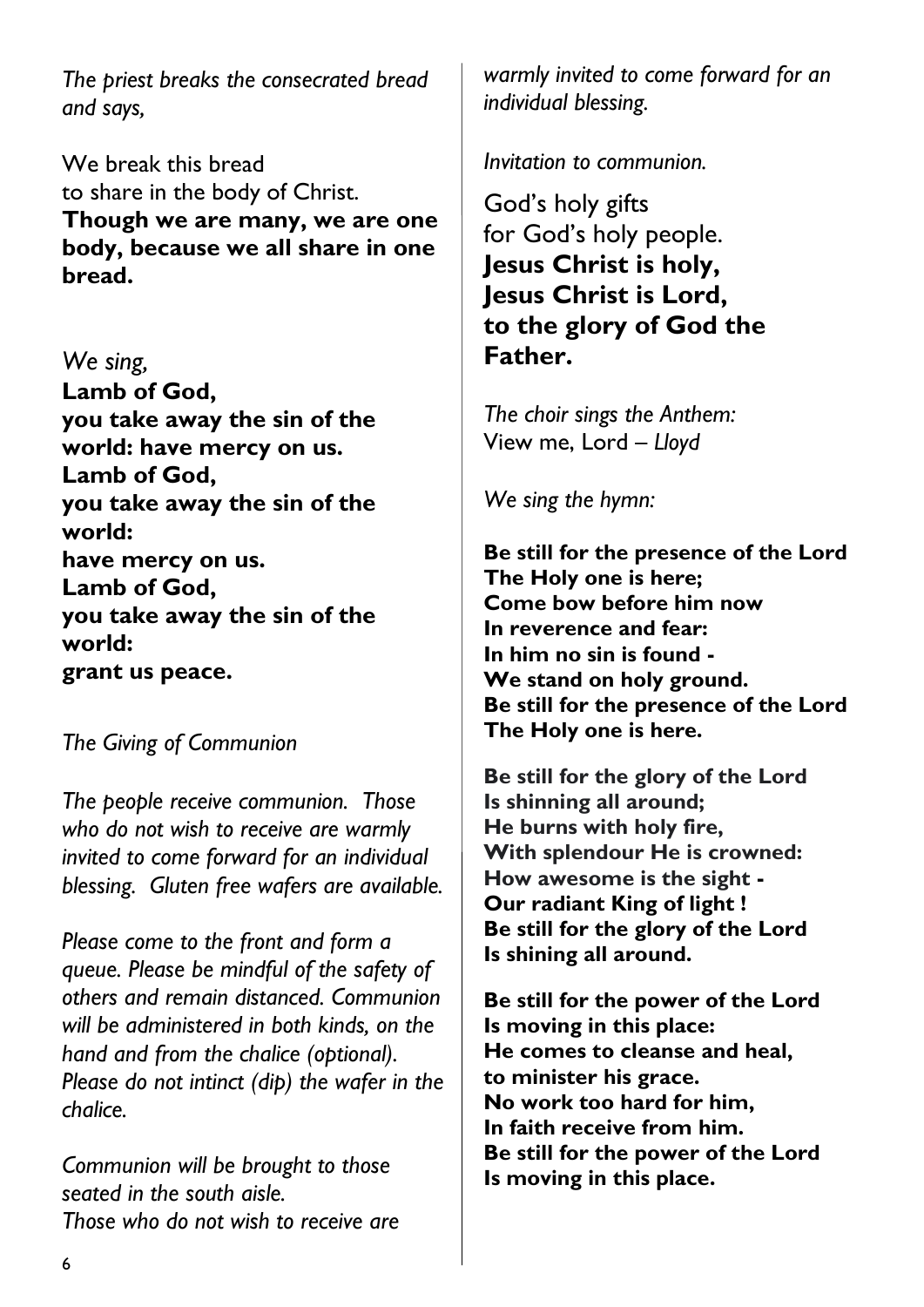*The priest breaks the consecrated bread and says,*

We break this bread
to share in the body of Christ.
**Though we are many, we are one body, because we all share in one bread.**

*We sing,*
**Lamb of God,
you take away the sin of the world: have mercy on us.
Lamb of God,
you take away the sin of the world:
have mercy on us.
Lamb of God,
you take away the sin of the world:
grant us peace.**

*The Giving of Communion*

*The people receive communion. Those who do not wish to receive are warmly invited to come forward for an individual blessing. Gluten free wafers are available.*

*Please come to the front and form a queue. Please be mindful of the safety of others and remain distanced. Communion will be administered in both kinds, on the hand and from the chalice (optional). Please do not intinct (dip) the wafer in the chalice.*

*Communion will be brought to those seated in the south aisle.
Those who do not wish to receive are warmly invited to come forward for an individual blessing.*

*Invitation to communion.*

God's holy gifts
for God's holy people.
**Jesus Christ is holy,
Jesus Christ is Lord,
to the glory of God the Father.**

*The choir sings the Anthem:*
View me, Lord – *Lloyd*

*We sing the hymn:*

**Be still for the presence of the Lord
The Holy one is here;
Come bow before him now
In reverence and fear:
In him no sin is found -
We stand on holy ground.
Be still for the presence of the Lord
The Holy one is here.**

**Be still for the glory of the Lord
Is shinning all around;
He burns with holy fire,
With splendour He is crowned:
How awesome is the sight -
Our radiant King of light !
Be still for the glory of the Lord
Is shining all around.**

**Be still for the power of the Lord
Is moving in this place:
He comes to cleanse and heal,
to minister his grace.
No work too hard for him,
In faith receive from him.
Be still for the power of the Lord
Is moving in this place.**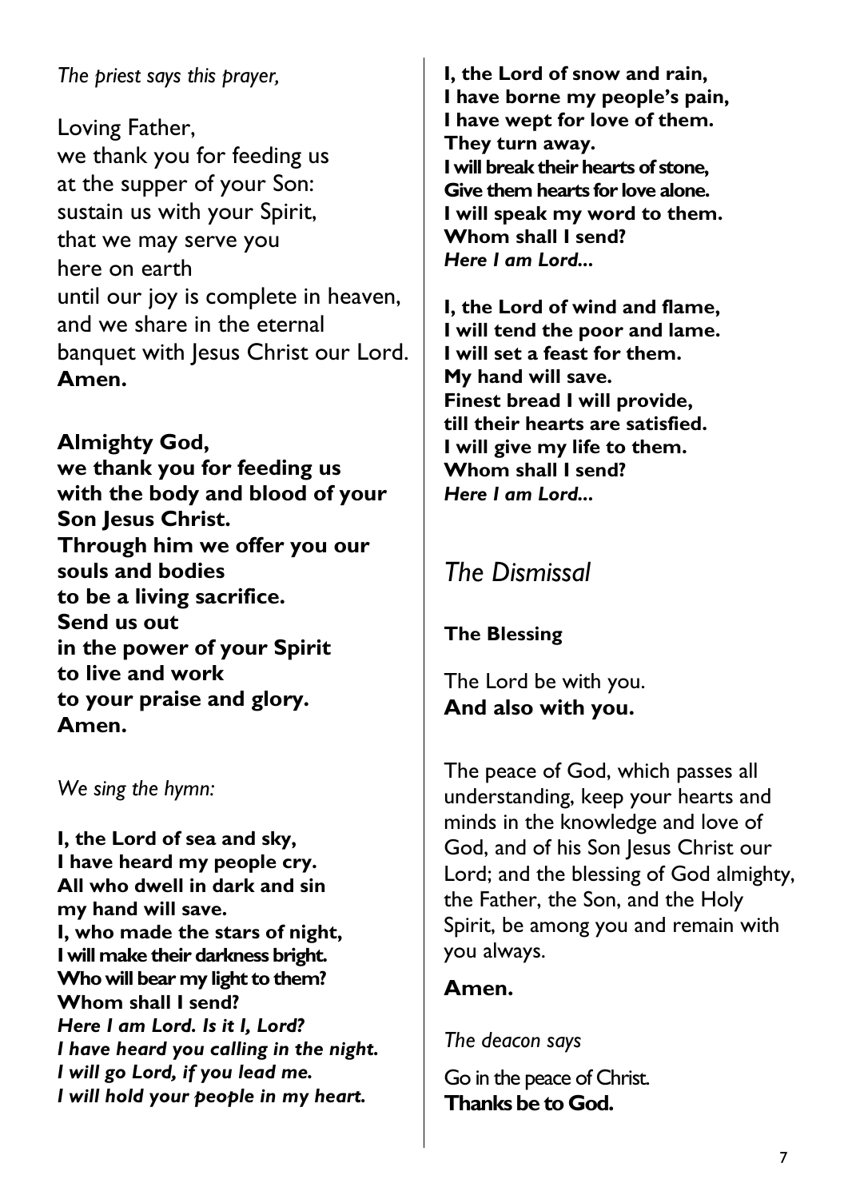*The priest says this prayer,*

Loving Father,
we thank you for feeding us
at the supper of your Son:
sustain us with your Spirit,
that we may serve you
here on earth
until our joy is complete in heaven,
and we share in the eternal
banquet with Jesus Christ our Lord.
**Amen.**

**Almighty God,
we thank you for feeding us
with the body and blood of your
Son Jesus Christ.
Through him we offer you our
souls and bodies
to be a living sacrifice.
Send us out
in the power of your Spirit
to live and work
to your praise and glory.
Amen.**

*We sing the hymn:*

**I, the Lord of sea and sky,
I have heard my people cry.
All who dwell in dark and sin
my hand will save.
I, who made the stars of night,
I will make their darkness bright.
Who will bear my light to them?
Whom shall I send?**
***Here I am Lord. Is it I, Lord?
I have heard you calling in the night.
I will go Lord, if you lead me.
I will hold your people in my heart.***

**I, the Lord of snow and rain,
I have borne my people's pain,
I have wept for love of them.
They turn away.
I will break their hearts of stone,
Give them hearts for love alone.
I will speak my word to them.
Whom shall I send?**
***Here I am Lord...***

**I, the Lord of wind and flame,
I will tend the poor and lame.
I will set a feast for them.
My hand will save.
Finest bread I will provide,
till their hearts are satisfied.
I will give my life to them.
Whom shall I send?**
***Here I am Lord...***

## *The Dismissal*

**The Blessing**

The Lord be with you.
**And also with you.**

The peace of God, which passes all understanding, keep your hearts and minds in the knowledge and love of God, and of his Son Jesus Christ our Lord; and the blessing of God almighty, the Father, the Son, and the Holy Spirit, be among you and remain with you always.

**Amen.**

*The deacon says*

Go in the peace of Christ.
**Thanks be to God.**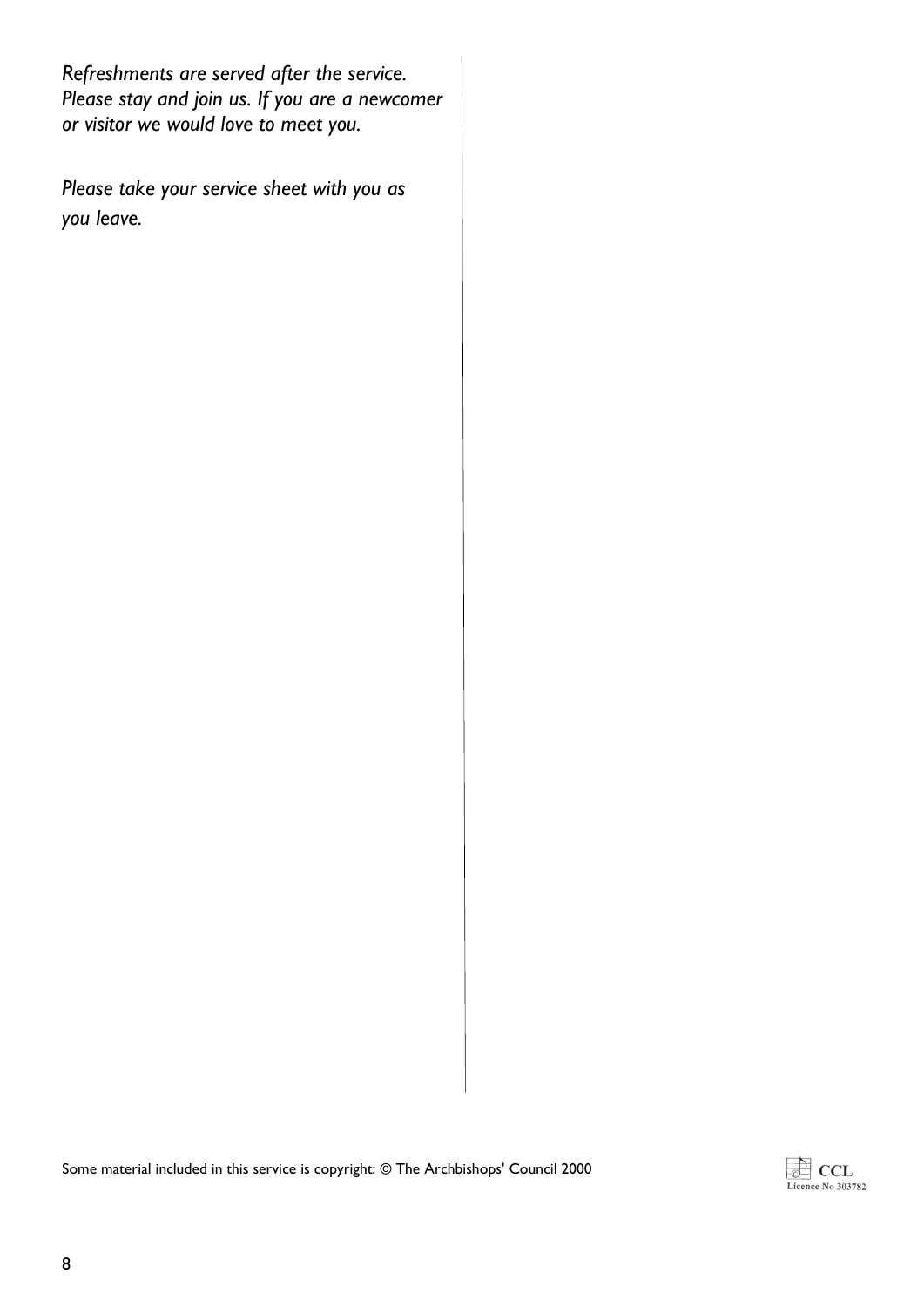*Refreshments are served after the service. Please stay and join us. If you are a newcomer or visitor we would love to meet you.*

*Please take your service sheet with you as you leave.*

Some material included in this service is copyright: © The Archbishops' Council 2000

CCL
Licence No 303782